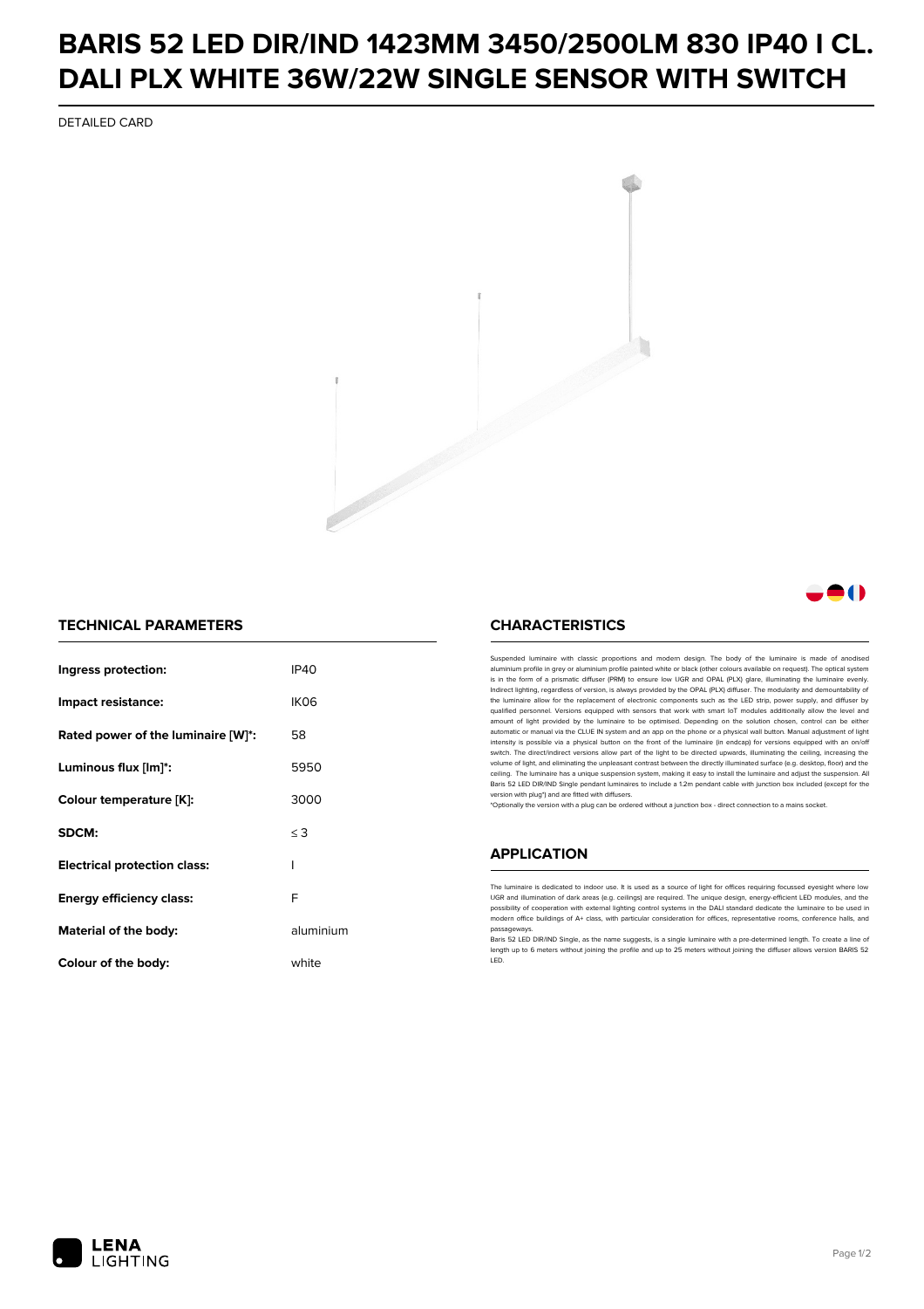# BARIS 52 LED DIR/IND 1423MM 3450/2500LM 830 IP40 I CL. DALI PLX WHITE 36W/22W SINGLE SENSOR WITH SWITCH

DETAILED CARD

## TECHNICAL PARAMETERS

| | |
|---|---|
| **Ingress protection:** | IP40 |
| **Impact resistance:** | IK06 |
| **Rated power of the luminaire [W]*:** | 58 |
| **Luminous flux [lm]*:** | 5950 |
| **Colour temperature [K]:** | 3000 |
| **SDCM:** | ≤ 3 |
| **Electrical protection class:** | I |
| **Energy efficiency class:** | F |
| **Material of the body:** | aluminium |
| **Colour of the body:** | white |

## CHARACTERISTICS

Suspended luminaire with classic proportions and modern design. The body of the luminaire is made of anodised aluminium profile in grey or aluminium profile painted white or black (other colours available on request). The optical system is in the form of a prismatic diffuser (PRM) to ensure low UGR and OPAL (PLX) glare, illuminating the luminaire evenly. Indirect lighting, regardless of version, is always provided by the OPAL (PLX) diffuser. The modularity and demountability of the luminaire allow for the replacement of electronic components such as the LED strip, power supply, and diffuser by qualified personnel. Versions equipped with sensors that work with smart IoT modules additionally allow the level and amount of light provided by the luminaire to be optimised. Depending on the solution chosen, control can be either automatic or manual via the CLUE IN system and an app on the phone or a physical wall button. Manual adjustment of light intensity is possible via a physical button on the front of the luminaire (in endcap) for versions equipped with an on/off switch. The direct/indirect versions allow part of the light to be directed upwards, illuminating the ceiling, increasing the volume of light, and eliminating the unpleasant contrast between the directly illuminated surface (e.g. desktop, floor) and the ceiling. The luminaire has a unique suspension system, making it easy to install the luminaire and adjust the suspension. All Baris 52 LED DIR/IND Single pendant luminaires to include a 1.2m pendant cable with junction box included (except for the version with plug*) and are fitted with diffusers.

*Optionally the version with a plug can be ordered without a junction box - direct connection to a mains socket.

## APPLICATION

The luminaire is dedicated to indoor use. It is used as a source of light for offices requiring focussed eyesight where low UGR and illumination of dark areas (e.g. ceilings) are required. The unique design, energy-efficient LED modules, and the possibility of cooperation with external lighting control systems in the DALI standard dedicate the luminaire to be used in modern office buildings of A+ class, with particular consideration for offices, representative rooms, conference halls, and passageways.

Baris 52 LED DIR/IND Single, as the name suggests, is a single luminaire with a pre-determined length. To create a line of length up to 6 meters without joining the profile and up to 25 meters without joining the diffuser allows version BARIS 52 LED.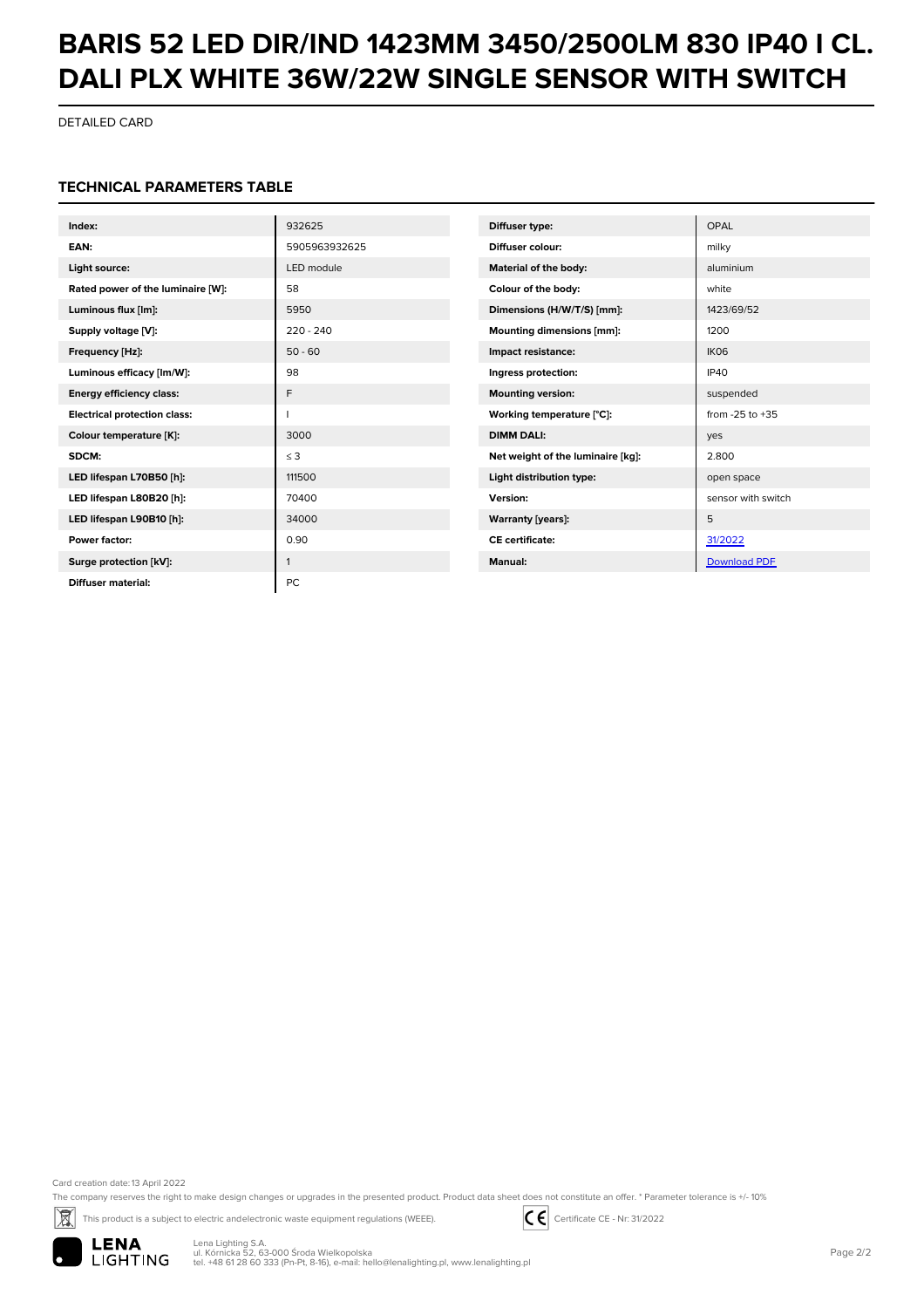# BARIS 52 LED DIR/IND 1423MM 3450/2500LM 830 IP40 I CL. DALI PLX WHITE 36W/22W SINGLE SENSOR WITH SWITCH

DETAILED CARD

### TECHNICAL PARAMETERS TABLE

| | | | |
|---|---|---|---|
| **Index:** | 932625 | **Diffuser type:** | OPAL |
| **EAN:** | 5905963932625 | **Diffuser colour:** | milky |
| **Light source:** | LED module | **Material of the body:** | aluminium |
| **Rated power of the luminaire [W]:** | 58 | **Colour of the body:** | white |
| **Luminous flux [lm]:** | 5950 | **Dimensions (H/W/T/S) [mm]:** | 1423/69/52 |
| **Supply voltage [V]:** | 220 - 240 | **Mounting dimensions [mm]:** | 1200 |
| **Frequency [Hz]:** | 50 - 60 | **Impact resistance:** | IK06 |
| **Luminous efficacy [lm/W]:** | 98 | **Ingress protection:** | IP40 |
| **Energy efficiency class:** | F | **Mounting version:** | suspended |
| **Electrical protection class:** | I | **Working temperature [°C]:** | from -25 to +35 |
| **Colour temperature [K]:** | 3000 | **DIMM DALI:** | yes |
| **SDCM:** | ≤ 3 | **Net weight of the luminaire [kg]:** | 2.800 |
| **LED lifespan L70B50 [h]:** | 111500 | **Light distribution type:** | open space |
| **LED lifespan L80B20 [h]:** | 70400 | **Version:** | sensor with switch |
| **LED lifespan L90B10 [h]:** | 34000 | **Warranty [years]:** | 5 |
| **Power factor:** | 0.90 | **CE certificate:** | 31/2022 |
| **Surge protection [kV]:** | 1 | **Manual:** | Download PDF |
| **Diffuser material:** | PC | | |

Card creation date: 13 April 2022

The company reserves the right to make design changes or upgrades in the presented product. Product data sheet does not constitute an offer. * Parameter tolerance is +/- 10%

This product is a subject to electric andelectronic waste equipment regulations (WEEE).

Certificate CE - Nr: 31/2022

LENA LIGHTING

Lena Lighting S.A.
ul. Kórnicka 52, 63-000 Środa Wielkopolska
tel. +48 61 28 60 333 (Pn-Pt, 8-16), e-mail: hello@lenalighting.pl, www.lenalighting.pl